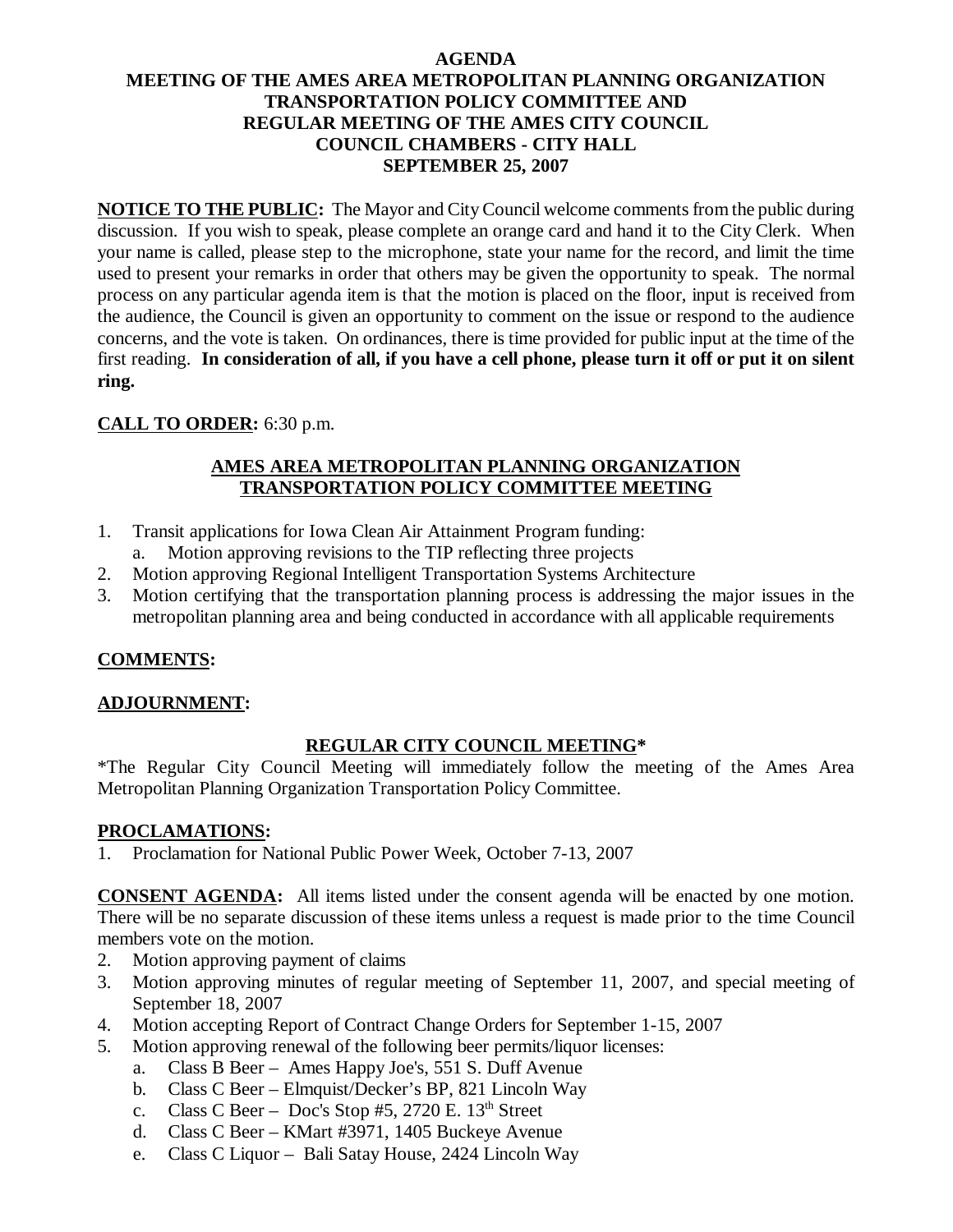# AGENDA
# MEETING OF THE AMES AREA METROPOLITAN PLANNING ORGANIZATION TRANSPORTATION POLICY COMMITTEE AND REGULAR MEETING OF THE AMES CITY COUNCIL
## COUNCIL CHAMBERS - CITY HALL
## SEPTEMBER 25, 2007

**NOTICE TO THE PUBLIC:** The Mayor and City Council welcome comments from the public during discussion. If you wish to speak, please complete an orange card and hand it to the City Clerk. When your name is called, please step to the microphone, state your name for the record, and limit the time used to present your remarks in order that others may be given the opportunity to speak. The normal process on any particular agenda item is that the motion is placed on the floor, input is received from the audience, the Council is given an opportunity to comment on the issue or respond to the audience concerns, and the vote is taken. On ordinances, there is time provided for public input at the time of the first reading. **In consideration of all, if you have a cell phone, please turn it off or put it on silent ring.**

**CALL TO ORDER:** 6:30 p.m.

## AMES AREA METROPOLITAN PLANNING ORGANIZATION TRANSPORTATION POLICY COMMITTEE MEETING

1. Transit applications for Iowa Clean Air Attainment Program funding:
   a. Motion approving revisions to the TIP reflecting three projects
2. Motion approving Regional Intelligent Transportation Systems Architecture
3. Motion certifying that the transportation planning process is addressing the major issues in the metropolitan planning area and being conducted in accordance with all applicable requirements

**COMMENTS:**

**ADJOURNMENT:**

## REGULAR CITY COUNCIL MEETING*

*The Regular City Council Meeting will immediately follow the meeting of the Ames Area Metropolitan Planning Organization Transportation Policy Committee.

**PROCLAMATIONS:**

1. Proclamation for National Public Power Week, October 7-13, 2007

**CONSENT AGENDA:** All items listed under the consent agenda will be enacted by one motion. There will be no separate discussion of these items unless a request is made prior to the time Council members vote on the motion.

2. Motion approving payment of claims
3. Motion approving minutes of regular meeting of September 11, 2007, and special meeting of September 18, 2007
4. Motion accepting Report of Contract Change Orders for September 1-15, 2007
5. Motion approving renewal of the following beer permits/liquor licenses:
   a. Class B Beer – Ames Happy Joe's, 551 S. Duff Avenue
   b. Class C Beer – Elmquist/Decker's BP, 821 Lincoln Way
   c. Class C Beer – Doc's Stop #5, 2720 E. 13th Street
   d. Class C Beer – KMart #3971, 1405 Buckeye Avenue
   e. Class C Liquor – Bali Satay House, 2424 Lincoln Way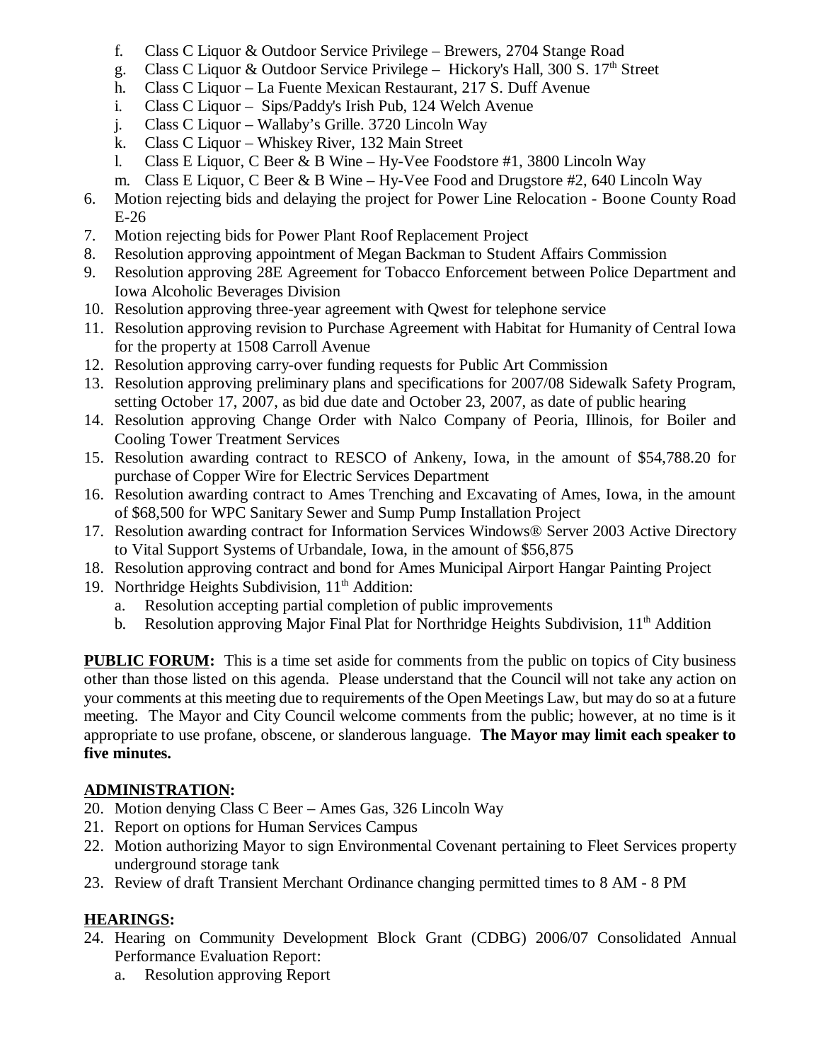f. Class C Liquor & Outdoor Service Privilege – Brewers, 2704 Stange Road
    g. Class C Liquor & Outdoor Service Privilege – Hickory's Hall, 300 S. 17th Street
    h. Class C Liquor – La Fuente Mexican Restaurant, 217 S. Duff Avenue
    i. Class C Liquor – Sips/Paddy's Irish Pub, 124 Welch Avenue
    j. Class C Liquor – Wallaby's Grille. 3720 Lincoln Way
    k. Class C Liquor – Whiskey River, 132 Main Street
    l. Class E Liquor, C Beer & B Wine – Hy-Vee Foodstore #1, 3800 Lincoln Way
    m. Class E Liquor, C Beer & B Wine – Hy-Vee Food and Drugstore #2, 640 Lincoln Way

6. Motion rejecting bids and delaying the project for Power Line Relocation - Boone County Road E-26
7. Motion rejecting bids for Power Plant Roof Replacement Project
8. Resolution approving appointment of Megan Backman to Student Affairs Commission
9. Resolution approving 28E Agreement for Tobacco Enforcement between Police Department and Iowa Alcoholic Beverages Division
10. Resolution approving three-year agreement with Qwest for telephone service
11. Resolution approving revision to Purchase Agreement with Habitat for Humanity of Central Iowa for the property at 1508 Carroll Avenue
12. Resolution approving carry-over funding requests for Public Art Commission
13. Resolution approving preliminary plans and specifications for 2007/08 Sidewalk Safety Program, setting October 17, 2007, as bid due date and October 23, 2007, as date of public hearing
14. Resolution approving Change Order with Nalco Company of Peoria, Illinois, for Boiler and Cooling Tower Treatment Services
15. Resolution awarding contract to RESCO of Ankeny, Iowa, in the amount of $54,788.20 for purchase of Copper Wire for Electric Services Department
16. Resolution awarding contract to Ames Trenching and Excavating of Ames, Iowa, in the amount of $68,500 for WPC Sanitary Sewer and Sump Pump Installation Project
17. Resolution awarding contract for Information Services Windows® Server 2003 Active Directory to Vital Support Systems of Urbandale, Iowa, in the amount of $56,875
18. Resolution approving contract and bond for Ames Municipal Airport Hangar Painting Project
19. Northridge Heights Subdivision, 11th Addition:
    a. Resolution accepting partial completion of public improvements
    b. Resolution approving Major Final Plat for Northridge Heights Subdivision, 11th Addition

**PUBLIC FORUM:** This is a time set aside for comments from the public on topics of City business other than those listed on this agenda. Please understand that the Council will not take any action on your comments at this meeting due to requirements of the Open Meetings Law, but may do so at a future meeting. The Mayor and City Council welcome comments from the public; however, at no time is it appropriate to use profane, obscene, or slanderous language. **The Mayor may limit each speaker to five minutes.**

**ADMINISTRATION:**

20. Motion denying Class C Beer – Ames Gas, 326 Lincoln Way
21. Report on options for Human Services Campus
22. Motion authorizing Mayor to sign Environmental Covenant pertaining to Fleet Services property underground storage tank
23. Review of draft Transient Merchant Ordinance changing permitted times to 8 AM - 8 PM

**HEARINGS:**

24. Hearing on Community Development Block Grant (CDBG) 2006/07 Consolidated Annual Performance Evaluation Report:
    a. Resolution approving Report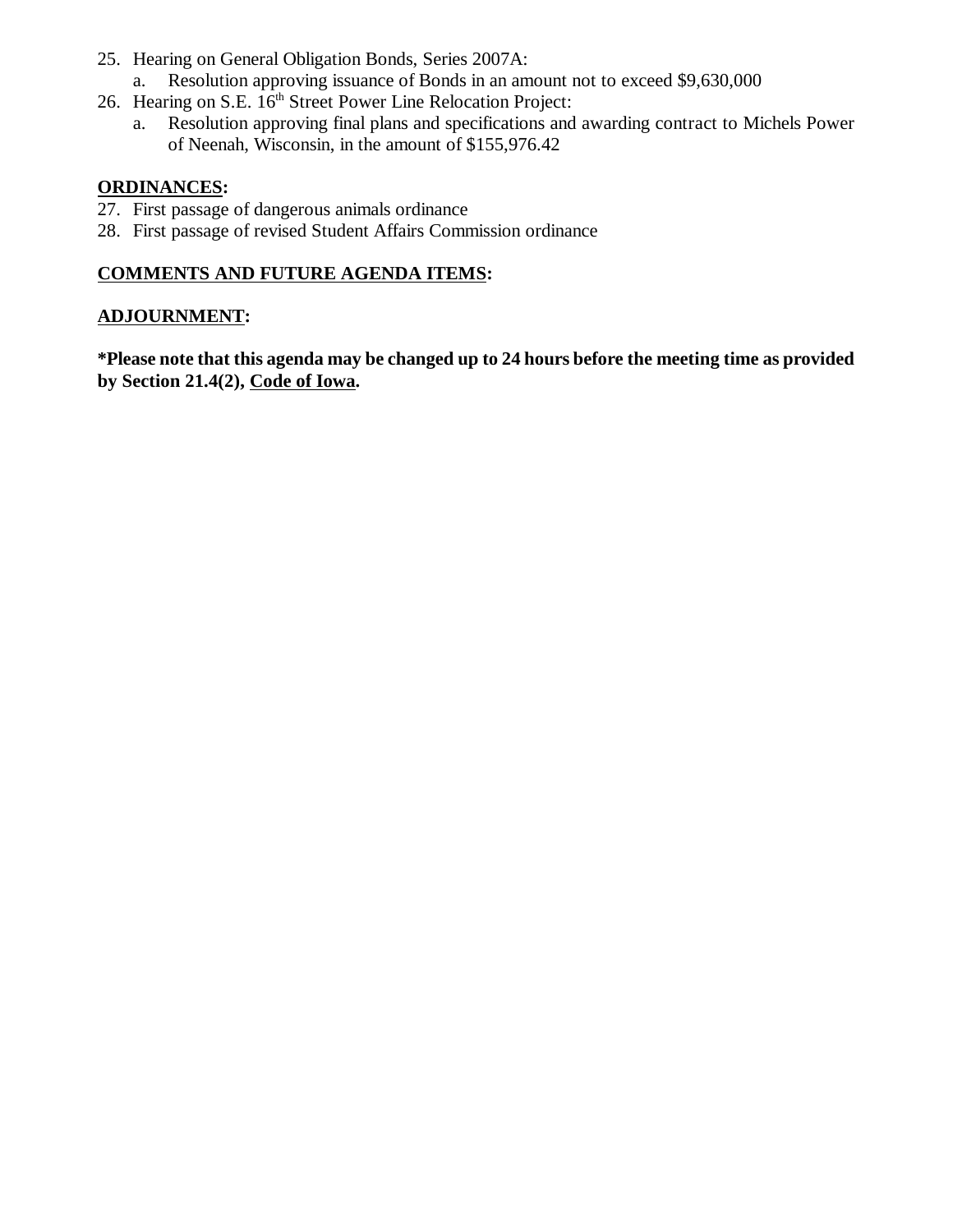25. Hearing on General Obligation Bonds, Series 2007A:
    a. Resolution approving issuance of Bonds in an amount not to exceed $9,630,000
26. Hearing on S.E. 16th Street Power Line Relocation Project:
    a. Resolution approving final plans and specifications and awarding contract to Michels Power of Neenah, Wisconsin, in the amount of $155,976.42

**ORDINANCES:**

27. First passage of dangerous animals ordinance
28. First passage of revised Student Affairs Commission ordinance

**COMMENTS AND FUTURE AGENDA ITEMS:**

**ADJOURNMENT:**

***Please note that this agenda may be changed up to 24 hours before the meeting time as provided by Section 21.4(2), Code of Iowa.**